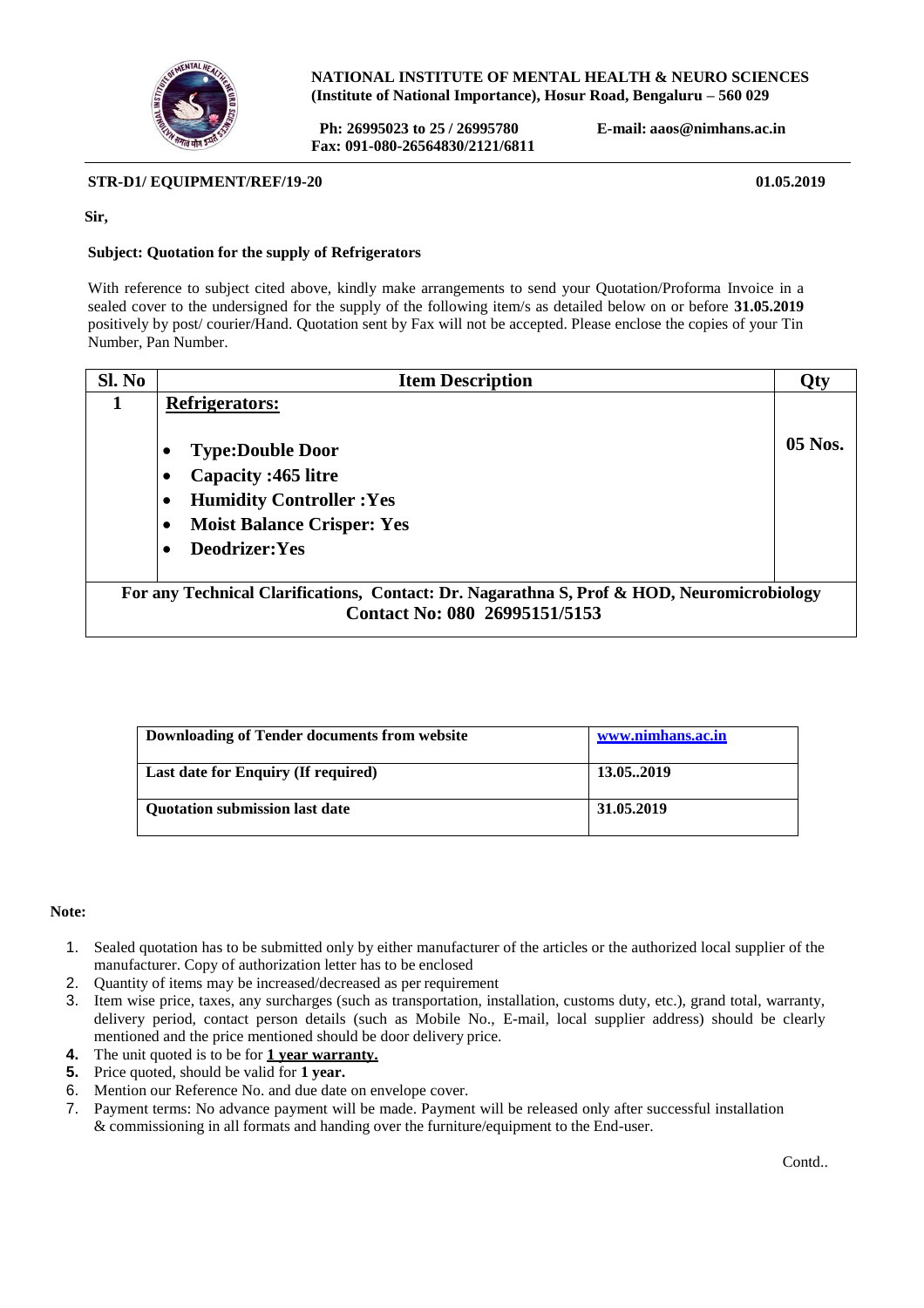**NATIONAL INSTITUTE OF MENTAL HEALTH & NEURO SCIENCES**
**(Institute of National Importance), Hosur Road, Bengaluru – 560 029**

**Ph: 26995023 to 25 / 26995780** **E-mail: aaos@nimhans.ac.in**
**Fax: 091-080-26564830/2121/6811**

---

**STR-D1/ EQUIPMENT/REF/19-20** **01.05.2019**

**Sir,**

**Subject: Quotation for the supply of Refrigerators**

With reference to subject cited above, kindly make arrangements to send your Quotation/Proforma Invoice in a sealed cover to the undersigned for the supply of the following item/s as detailed below on or before **31.05.2019** positively by post/ courier/Hand. Quotation sent by Fax will not be accepted. Please enclose the copies of your Tin Number, Pan Number.

| Sl. No | Item Description | Qty |
|---|---|---|
| 1 | **Refrigerators:**<br><br>• **Type:Double Door**<br>• **Capacity :465 litre**<br>• **Humidity Controller :Yes**<br>• **Moist Balance Crisper: Yes**<br>• **Deodrizer:Yes** | **05 Nos.** |
| **For any Technical Clarifications, Contact: Dr. Nagarathna S, Prof & HOD, Neuromicrobiology Contact No: 080 26995151/5153** | | |

| | |
|---|---|
| **Downloading of Tender documents from website** | **www.nimhans.ac.in** |
| **Last date for Enquiry (If required)** | **13.05..2019** |
| **Quotation submission last date** | **31.05.2019** |

**Note:**

1. Sealed quotation has to be submitted only by either manufacturer of the articles or the authorized local supplier of the manufacturer. Copy of authorization letter has to be enclosed
2. Quantity of items may be increased/decreased as per requirement
3. Item wise price, taxes, any surcharges (such as transportation, installation, customs duty, etc.), grand total, warranty, delivery period, contact person details (such as Mobile No., E-mail, local supplier address) should be clearly mentioned and the price mentioned should be door delivery price.
4. The unit quoted is to be for **1 year warranty.**
5. Price quoted, should be valid for **1 year.**
6. Mention our Reference No. and due date on envelope cover.
7. Payment terms: No advance payment will be made. Payment will be released only after successful installation & commissioning in all formats and handing over the furniture/equipment to the End-user.

Contd..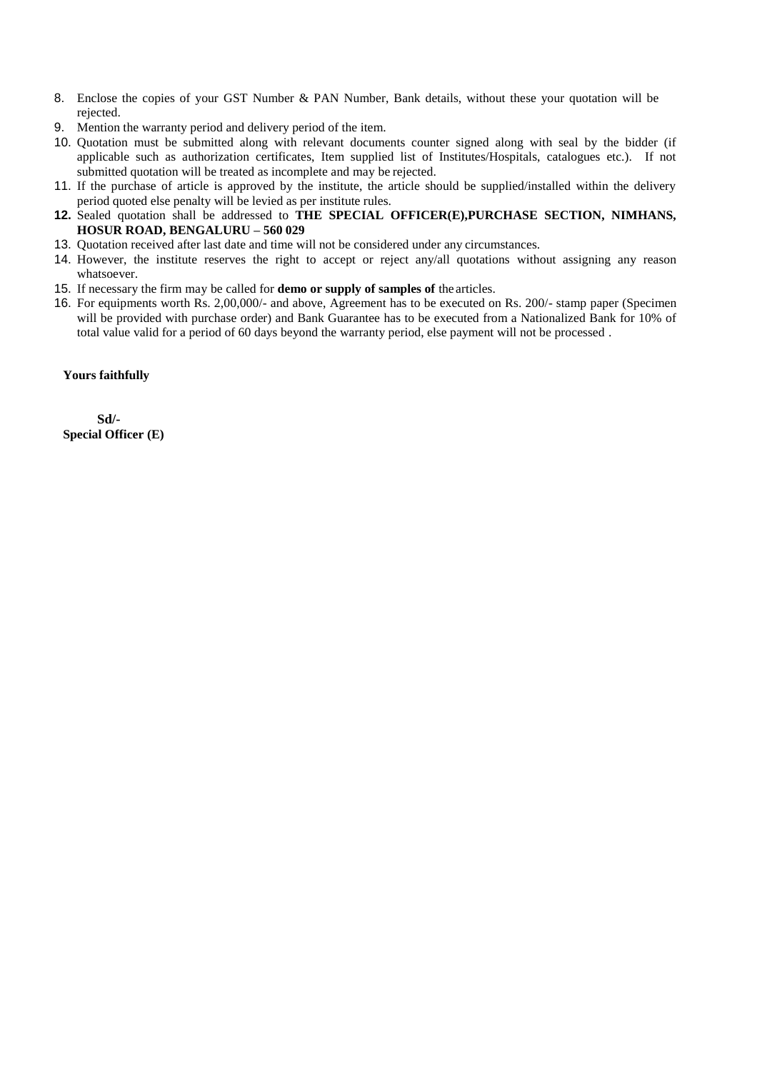8. Enclose the copies of your GST Number & PAN Number, Bank details, without these your quotation will be rejected.
9. Mention the warranty period and delivery period of the item.
10. Quotation must be submitted along with relevant documents counter signed along with seal by the bidder (if applicable such as authorization certificates, Item supplied list of Institutes/Hospitals, catalogues etc.). If not submitted quotation will be treated as incomplete and may be rejected.
11. If the purchase of article is approved by the institute, the article should be supplied/installed within the delivery period quoted else penalty will be levied as per institute rules.
12. Sealed quotation shall be addressed to **THE SPECIAL OFFICER(E),PURCHASE SECTION, NIMHANS, HOSUR ROAD, BENGALURU – 560 029**
13. Quotation received after last date and time will not be considered under any circumstances.
14. However, the institute reserves the right to accept or reject any/all quotations without assigning any reason whatsoever.
15. If necessary the firm may be called for **demo or supply of samples of** the articles.
16. For equipments worth Rs. 2,00,000/- and above, Agreement has to be executed on Rs. 200/- stamp paper (Specimen will be provided with purchase order) and Bank Guarantee has to be executed from a Nationalized Bank for 10% of total value valid for a period of 60 days beyond the warranty period, else payment will not be processed .

**Yours faithfully**

**Sd/-**
**Special Officer (E)**